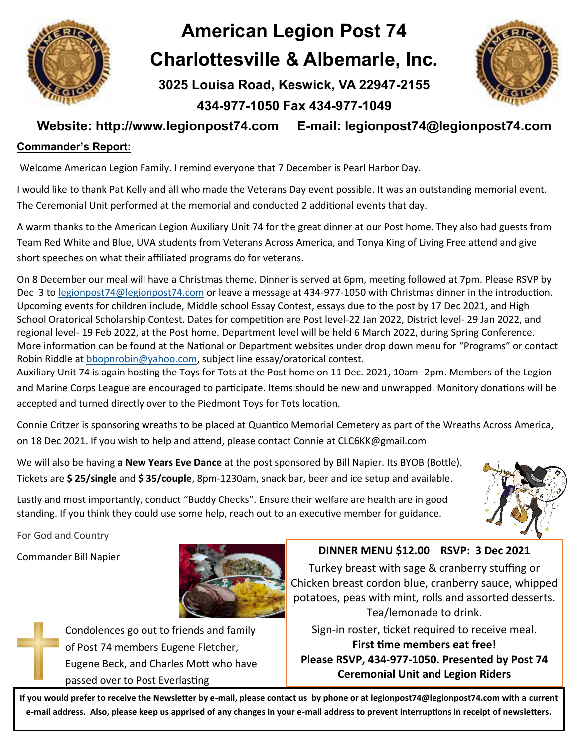# American Legion Post 74
# Charlottesville & Albemarle, Inc.

**3025 Louisa Road, Keswick, VA 22947-2155**

**434-977-1050 Fax 434-977-1049**

**Website: http://www.legionpost74.com E-mail: legionpost74@legionpost74.com**

## Commander's Report:

Welcome American Legion Family. I remind everyone that 7 December is Pearl Harbor Day.

I would like to thank Pat Kelly and all who made the Veterans Day event possible. It was an outstanding memorial event. The Ceremonial Unit performed at the memorial and conducted 2 additional events that day.

A warm thanks to the American Legion Auxiliary Unit 74 for the great dinner at our Post home. They also had guests from Team Red White and Blue, UVA students from Veterans Across America, and Tonya King of Living Free attend and give short speeches on what their affiliated programs do for veterans.

On 8 December our meal will have a Christmas theme. Dinner is served at 6pm, meeting followed at 7pm. Please RSVP by Dec 3 to legionpost74@legionpost74.com or leave a message at 434-977-1050 with Christmas dinner in the introduction. Upcoming events for children include, Middle school Essay Contest, essays due to the post by 17 Dec 2021, and High School Oratorical Scholarship Contest. Dates for competition are Post level-22 Jan 2022, District level- 29 Jan 2022, and regional level- 19 Feb 2022, at the Post home. Department level will be held 6 March 2022, during Spring Conference. More information can be found at the National or Department websites under drop down menu for "Programs" or contact Robin Riddle at bbopnrobin@yahoo.com, subject line essay/oratorical contest.
Auxiliary Unit 74 is again hosting the Toys for Tots at the Post home on 11 Dec. 2021, 10am -2pm. Members of the Legion and Marine Corps League are encouraged to participate. Items should be new and unwrapped. Monitory donations will be accepted and turned directly over to the Piedmont Toys for Tots location.

Connie Critzer is sponsoring wreaths to be placed at Quantico Memorial Cemetery as part of the Wreaths Across America, on 18 Dec 2021. If you wish to help and attend, please contact Connie at CLC6KK@gmail.com

We will also be having **a New Years Eve Dance** at the post sponsored by Bill Napier. Its BYOB (Bottle). Tickets are **$ 25/single** and **$ 35/couple**, 8pm-1230am, snack bar, beer and ice setup and available.

Lastly and most importantly, conduct "Buddy Checks". Ensure their welfare are health are in good standing. If you think they could use some help, reach out to an executive member for guidance.

For God and Country

Commander Bill Napier

Condolences go out to friends and family of Post 74 members Eugene Fletcher, Eugene Beck, and Charles Mott who have passed over to Post Everlasting

**DINNER MENU $12.00 RSVP: 3 Dec 2021**

Turkey breast with sage & cranberry stuffing or Chicken breast cordon blue, cranberry sauce, whipped potatoes, peas with mint, rolls and assorted desserts. Tea/lemonade to drink.

Sign-in roster, ticket required to receive meal.

**First time members eat free!**

**Please RSVP, 434-977-1050. Presented by Post 74 Ceremonial Unit and Legion Riders**

**If you would prefer to receive the Newsletter by e-mail, please contact us by phone or at legionpost74@legionpost74.com with a current e-mail address. Also, please keep us apprised of any changes in your e-mail address to prevent interruptions in receipt of newsletters.**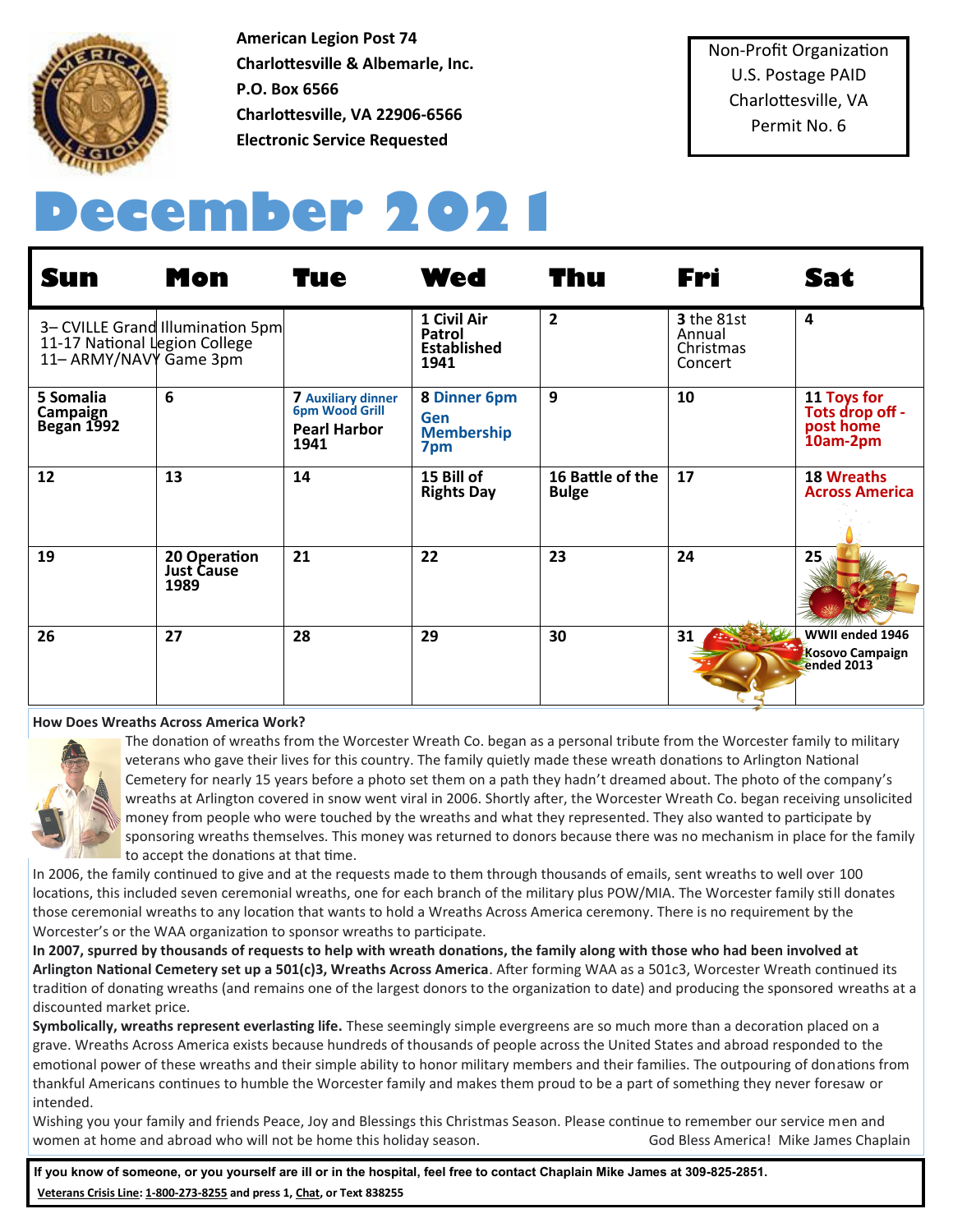American Legion Post 74
Charlottesville & Albemarle, Inc.
P.O. Box 6566
Charlottesville, VA 22906-6566
Electronic Service Requested

Non-Profit Organization
U.S. Postage PAID
Charlottesville, VA
Permit No. 6

# December 2021

| Sun | Mon | Tue | Wed | Thu | Fri | Sat |
|---|---|---|---|---|---|---|
| 3– CVILLE Grand Illumination 5pm<br>11-17 National Legion College<br>11– ARMY/NAVY Game 3pm | | | **1 Civil Air Patrol Established 1941** | **2** | **3** the 81st Annual Christmas Concert | **4** |
| **5 Somalia Campaign Began 1992** | **6** | **7 Auxiliary dinner 6pm Wood Grill**<br>**Pearl Harbor 1941** | **8 Dinner 6pm**<br>**Gen Membership 7pm** | **9** | **10** | **11 Toys for Tots drop off - post home 10am-2pm** |
| **12** | **13** | **14** | **15 Bill of Rights Day** | **16 Battle of the Bulge** | **17** | **18 Wreaths Across America** |
| **19** | **20 Operation Just Cause 1989** | **21** | **22** | **23** | **24** | **25** |
| **26** | **27** | **28** | **29** | **30** | **31** | **WWII ended 1946**<br>**Kosovo Campaign ended 2013** |

**How Does Wreaths Across America Work?**

The donation of wreaths from the Worcester Wreath Co. began as a personal tribute from the Worcester family to military veterans who gave their lives for this country. The family quietly made these wreath donations to Arlington National Cemetery for nearly 15 years before a photo set them on a path they hadn't dreamed about. The photo of the company's wreaths at Arlington covered in snow went viral in 2006. Shortly after, the Worcester Wreath Co. began receiving unsolicited money from people who were touched by the wreaths and what they represented. They also wanted to participate by sponsoring wreaths themselves. This money was returned to donors because there was no mechanism in place for the family to accept the donations at that time.

In 2006, the family continued to give and at the requests made to them through thousands of emails, sent wreaths to well over 100 locations, this included seven ceremonial wreaths, one for each branch of the military plus POW/MIA. The Worcester family still donates those ceremonial wreaths to any location that wants to hold a Wreaths Across America ceremony. There is no requirement by the Worcester's or the WAA organization to sponsor wreaths to participate.

**In 2007, spurred by thousands of requests to help with wreath donations, the family along with those who had been involved at Arlington National Cemetery set up a 501(c)3, Wreaths Across America**. After forming WAA as a 501c3, Worcester Wreath continued its tradition of donating wreaths (and remains one of the largest donors to the organization to date) and producing the sponsored wreaths at a discounted market price.

**Symbolically, wreaths represent everlasting life.** These seemingly simple evergreens are so much more than a decoration placed on a grave. Wreaths Across America exists because hundreds of thousands of people across the United States and abroad responded to the emotional power of these wreaths and their simple ability to honor military members and their families. The outpouring of donations from thankful Americans continues to humble the Worcester family and makes them proud to be a part of something they never foresaw or intended.

Wishing you your family and friends Peace, Joy and Blessings this Christmas Season. Please continue to remember our service men and women at home and abroad who will not be home this holiday season. God Bless America! Mike James Chaplain

**If you know of someone, or you yourself are ill or in the hospital, feel free to contact Chaplain Mike James at 309-825-2851.**

**Veterans Crisis Line: 1-800-273-8255 and press 1, Chat, or Text 838255**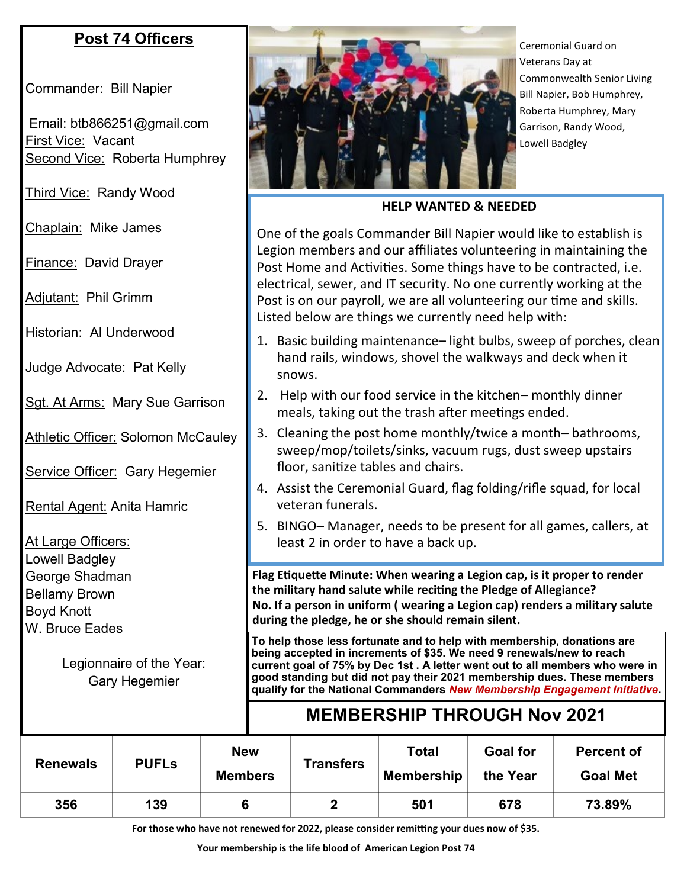## Post 74 Officers

Commander: Bill Napier

Email: btb866251@gmail.com

First Vice: Vacant

Second Vice: Roberta Humphrey

Third Vice: Randy Wood

Chaplain: Mike James

Finance: David Drayer

Adjutant: Phil Grimm

Historian: Al Underwood

Judge Advocate: Pat Kelly

Sgt. At Arms: Mary Sue Garrison

Athletic Officer: Solomon McCauley

Service Officer: Gary Hegemier

Rental Agent: Anita Hamric

At Large Officers:
Lowell Badgley
George Shadman
Bellamy Brown
Boyd Knott
W. Bruce Eades

Legionnaire of the Year:
Gary Hegemier

Ceremonial Guard on Veterans Day at Commonwealth Senior Living Bill Napier, Bob Humphrey, Roberta Humphrey, Mary Garrison, Randy Wood, Lowell Badgley

### HELP WANTED & NEEDED

One of the goals Commander Bill Napier would like to establish is Legion members and our affiliates volunteering in maintaining the Post Home and Activities. Some things have to be contracted, i.e. electrical, sewer, and IT security. No one currently working at the Post is on our payroll, we are all volunteering our time and skills. Listed below are things we currently need help with:

1. Basic building maintenance– light bulbs, sweep of porches, clean hand rails, windows, shovel the walkways and deck when it snows.
2. Help with our food service in the kitchen– monthly dinner meals, taking out the trash after meetings ended.
3. Cleaning the post home monthly/twice a month– bathrooms, sweep/mop/toilets/sinks, vacuum rugs, dust sweep upstairs floor, sanitize tables and chairs.
4. Assist the Ceremonial Guard, flag folding/rifle squad, for local veteran funerals.
5. BINGO– Manager, needs to be present for all games, callers, at least 2 in order to have a back up.

**Flag Etiquette Minute: When wearing a Legion cap, is it proper to render the military hand salute while reciting the Pledge of Allegiance?**
**No. If a person in uniform ( wearing a Legion cap) renders a military salute during the pledge, he or she should remain silent.**

**To help those less fortunate and to help with membership, donations are being accepted in increments of $35. We need 9 renewals/new to reach current goal of 75% by Dec 1st . A letter went out to all members who were in good standing but did not pay their 2021 membership dues. These members qualify for the National Commanders *New Membership Engagement Initiative*.**

## MEMBERSHIP THROUGH Nov 2021

| Renewals | PUFLs | New Members | Transfers | Total Membership | Goal for the Year | Percent of Goal Met |
|---|---|---|---|---|---|---|
| 356 | 139 | 6 | 2 | 501 | 678 | 73.89% |

**For those who have not renewed for 2022, please consider remitting your dues now of $35.**

**Your membership is the life blood of American Legion Post 74**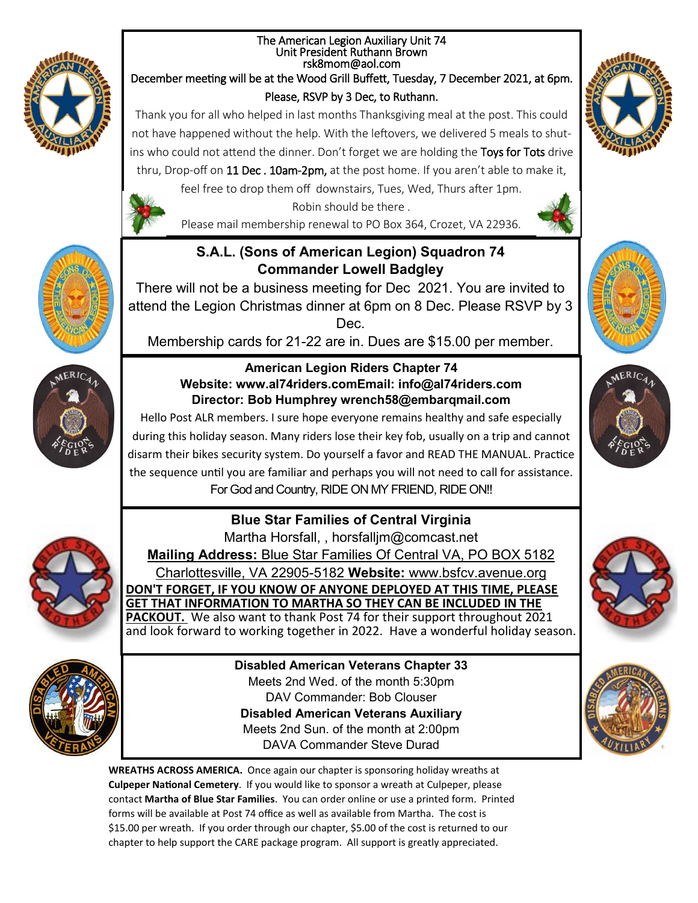The American Legion Auxiliary Unit 74
Unit President Ruthann Brown
rsk8mom@aol.com

December meeting will be at the Wood Grill Buffett, Tuesday, 7 December 2021, at 6pm. Please, RSVP by 3 Dec, to Ruthann.

Thank you for all who helped in last months Thanksgiving meal at the post. This could not have happened without the help. With the leftovers, we delivered 5 meals to shut-ins who could not attend the dinner. Don't forget we are holding the Toys for Tots drive thru, Drop-off on 11 Dec . 10am-2pm, at the post home. If you aren't able to make it, feel free to drop them off downstairs, Tues, Wed, Thurs after 1pm. Robin should be there .

Please mail membership renewal to PO Box 364, Crozet, VA 22936.

## S.A.L. (Sons of American Legion) Squadron 74
## Commander Lowell Badgley

There will not be a business meeting for Dec 2021. You are invited to attend the Legion Christmas dinner at 6pm on 8 Dec. Please RSVP by 3 Dec.

Membership cards for 21-22 are in. Dues are $15.00 per member.

## American Legion Riders Chapter 74

**Website: www.al74riders.comEmail: info@al74riders.com**
**Director: Bob Humphrey wrench58@embarqmail.com**

Hello Post ALR members. I sure hope everyone remains healthy and safe especially during this holiday season. Many riders lose their key fob, usually on a trip and cannot disarm their bikes security system. Do yourself a favor and READ THE MANUAL. Practice the sequence until you are familiar and perhaps you will not need to call for assistance.

For God and Country, RIDE ON MY FRIEND, RIDE ON!!

## Blue Star Families of Central Virginia

Martha Horsfall, , horsfalljm@comcast.net

**Mailing Address:** Blue Star Families Of Central VA, PO BOX 5182 Charlottesville, VA 22905-5182 **Website:** www.bsfcv.avenue.org

**DON'T FORGET, IF YOU KNOW OF ANYONE DEPLOYED AT THIS TIME, PLEASE GET THAT INFORMATION TO MARTHA SO THEY CAN BE INCLUDED IN THE PACKOUT.** We also want to thank Post 74 for their support throughout 2021 and look forward to working together in 2022. Have a wonderful holiday season.

**Disabled American Veterans Chapter 33**
Meets 2nd Wed. of the month 5:30pm
DAV Commander: Bob Clouser

**Disabled American Veterans Auxiliary**
Meets 2nd Sun. of the month at 2:00pm
DAVA Commander Steve Durad

**WREATHS ACROSS AMERICA.** Once again our chapter is sponsoring holiday wreaths at **Culpeper National Cemetery**. If you would like to sponsor a wreath at Culpeper, please contact **Martha of Blue Star Families**. You can order online or use a printed form. Printed forms will be available at Post 74 office as well as available from Martha. The cost is $15.00 per wreath. If you order through our chapter, $5.00 of the cost is returned to our chapter to help support the CARE package program. All support is greatly appreciated.